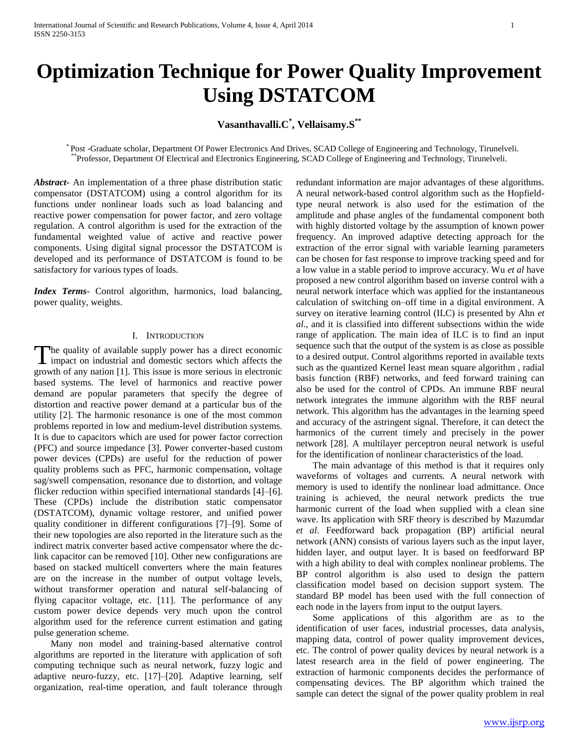# Optimization Technique for Power Quality Improvement Using DSTATCOM

**Vasanthavalli.C[*], Vellaisamy.S[**]**

[*] Post -Graduate scholar, Department Of Power Electronics And Drives, SCAD College of Engineering and Technology, Tirunelveli.
[**] Professor, Department Of Electrical and Electronics Engineering, SCAD College of Engineering and Technology, Tirunelveli.

***Abstract-*** An implementation of a three phase distribution static compensator (DSTATCOM) using a control algorithm for its functions under nonlinear loads such as load balancing and reactive power compensation for power factor, and zero voltage regulation. A control algorithm is used for the extraction of the fundamental weighted value of active and reactive power components. Using digital signal processor the DSTATCOM is developed and its performance of DSTATCOM is found to be satisfactory for various types of loads.

***Index Terms*-** Control algorithm, harmonics, load balancing, power quality, weights.

## I. Introduction

The quality of available supply power has a direct economic impact on industrial and domestic sectors which affects the growth of any nation [1]. This issue is more serious in electronic based systems. The level of harmonics and reactive power demand are popular parameters that specify the degree of distortion and reactive power demand at a particular bus of the utility [2]. The harmonic resonance is one of the most common problems reported in low and medium-level distribution systems. It is due to capacitors which are used for power factor correction (PFC) and source impedance [3]. Power converter-based custom power devices (CPDs) are useful for the reduction of power quality problems such as PFC, harmonic compensation, voltage sag/swell compensation, resonance due to distortion, and voltage flicker reduction within specified international standards [4]–[6]. These (CPDs) include the distribution static compensator (DSTATCOM), dynamic voltage restorer, and unified power quality conditioner in different configurations [7]–[9]. Some of their new topologies are also reported in the literature such as the indirect matrix converter based active compensator where the dc-link capacitor can be removed [10]. Other new configurations are based on stacked multicell converters where the main features are on the increase in the number of output voltage levels, without transformer operation and natural self-balancing of flying capacitor voltage, etc. [11]. The performance of any custom power device depends very much upon the control algorithm used for the reference current estimation and gating pulse generation scheme.

Many non model and training-based alternative control algorithms are reported in the literature with application of soft computing technique such as neural network, fuzzy logic and adaptive neuro-fuzzy, etc. [17]–[20]. Adaptive learning, self organization, real-time operation, and fault tolerance through redundant information are major advantages of these algorithms. A neural network-based control algorithm such as the Hopfield-type neural network is also used for the estimation of the amplitude and phase angles of the fundamental component both with highly distorted voltage by the assumption of known power frequency. An improved adaptive detecting approach for the extraction of the error signal with variable learning parameters can be chosen for fast response to improve tracking speed and for a low value in a stable period to improve accuracy. Wu *et al* have proposed a new control algorithm based on inverse control with a neural network interface which was applied for the instantaneous calculation of switching on–off time in a digital environment. A survey on iterative learning control (ILC) is presented by Ahn *et al.*, and it is classified into different subsections within the wide range of application. The main idea of ILC is to find an input sequence such that the output of the system is as close as possible to a desired output. Control algorithms reported in available texts such as the quantized Kernel least mean square algorithm , radial basis function (RBF) networks, and feed forward training can also be used for the control of CPDs. An immune RBF neural network integrates the immune algorithm with the RBF neural network. This algorithm has the advantages in the learning speed and accuracy of the astringent signal. Therefore, it can detect the harmonics of the current timely and precisely in the power network [28]. A multilayer perceptron neural network is useful for the identification of nonlinear characteristics of the load.

The main advantage of this method is that it requires only waveforms of voltages and currents. A neural network with memory is used to identify the nonlinear load admittance. Once training is achieved, the neural network predicts the true harmonic current of the load when supplied with a clean sine wave. Its application with SRF theory is described by Mazumdar *et al*. Feedforward back propagation (BP) artificial neural network (ANN) consists of various layers such as the input layer, hidden layer, and output layer. It is based on feedforward BP with a high ability to deal with complex nonlinear problems. The BP control algorithm is also used to design the pattern classification model based on decision support system. The standard BP model has been used with the full connection of each node in the layers from input to the output layers.

Some applications of this algorithm are as to the identification of user faces, industrial processes, data analysis, mapping data, control of power quality improvement devices, etc. The control of power quality devices by neural network is a latest research area in the field of power engineering. The extraction of harmonic components decides the performance of compensating devices. The BP algorithm which trained the sample can detect the signal of the power quality problem in real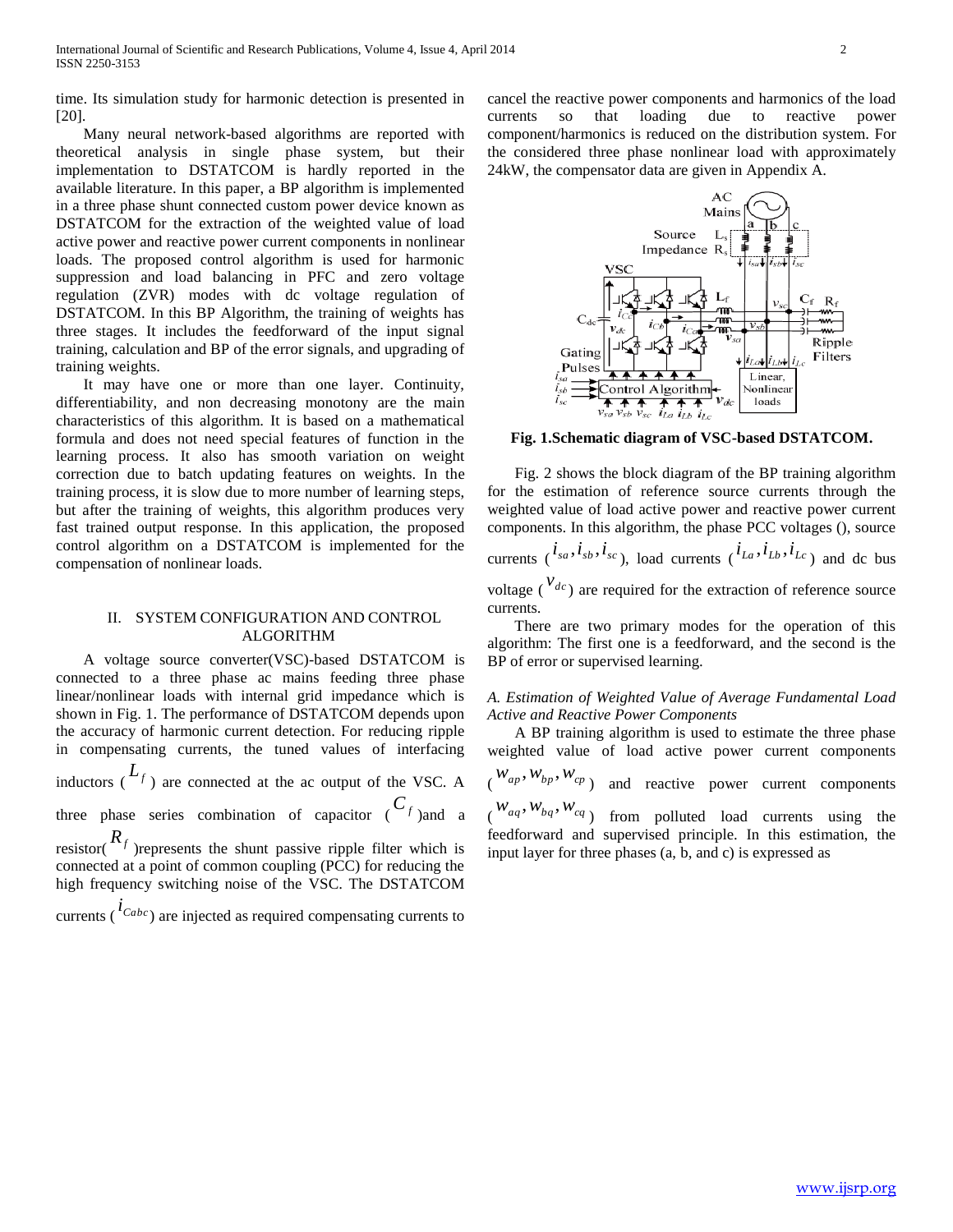time. Its simulation study for harmonic detection is presented in [20].

Many neural network-based algorithms are reported with theoretical analysis in single phase system, but their implementation to DSTATCOM is hardly reported in the available literature. In this paper, a BP algorithm is implemented in a three phase shunt connected custom power device known as DSTATCOM for the extraction of the weighted value of load active power and reactive power current components in nonlinear loads. The proposed control algorithm is used for harmonic suppression and load balancing in PFC and zero voltage regulation (ZVR) modes with dc voltage regulation of DSTATCOM. In this BP Algorithm, the training of weights has three stages. It includes the feedforward of the input signal training, calculation and BP of the error signals, and upgrading of training weights.

It may have one or more than one layer. Continuity, differentiability, and non decreasing monotony are the main characteristics of this algorithm. It is based on a mathematical formula and does not need special features of function in the learning process. It also has smooth variation on weight correction due to batch updating features on weights. In the training process, it is slow due to more number of learning steps, but after the training of weights, this algorithm produces very fast trained output response. In this application, the proposed control algorithm on a DSTATCOM is implemented for the compensation of nonlinear loads.

## II. SYSTEM CONFIGURATION AND CONTROL ALGORITHM

A voltage source converter(VSC)-based DSTATCOM is connected to a three phase ac mains feeding three phase linear/nonlinear loads with internal grid impedance which is shown in Fig. 1. The performance of DSTATCOM depends upon the accuracy of harmonic current detection. For reducing ripple in compensating currents, the tuned values of interfacing inductors ($L_f$) are connected at the ac output of the VSC. A three phase series combination of capacitor ($C_f$)and a resistor($R_f$)represents the shunt passive ripple filter which is connected at a point of common coupling (PCC) for reducing the high frequency switching noise of the VSC. The DSTATCOM currents ($i_{Cabc}$) are injected as required compensating currents to cancel the reactive power components and harmonics of the load currents so that loading due to reactive power component/harmonics is reduced on the distribution system. For the considered three phase nonlinear load with approximately 24kW, the compensator data are given in Appendix A.

**Fig. 1.Schematic diagram of VSC-based DSTATCOM.**

Fig. 2 shows the block diagram of the BP training algorithm for the estimation of reference source currents through the weighted value of load active power and reactive power current components. In this algorithm, the phase PCC voltages (), source currents ($i_{sa}, i_{sb}, i_{sc}$), load currents ($i_{La}, i_{Lb}, i_{Lc}$) and dc bus voltage ($v_{dc}$) are required for the extraction of reference source currents.

There are two primary modes for the operation of this algorithm: The first one is a feedforward, and the second is the BP of error or supervised learning.

### *A. Estimation of Weighted Value of Average Fundamental Load Active and Reactive Power Components*

A BP training algorithm is used to estimate the three phase weighted value of load active power current components ($w_{ap}, w_{bp}, w_{cp}$) and reactive power current components ($w_{aq}, w_{bq}, w_{cq}$) from polluted load currents using the feedforward and supervised principle. In this estimation, the input layer for three phases (a, b, and c) is expressed as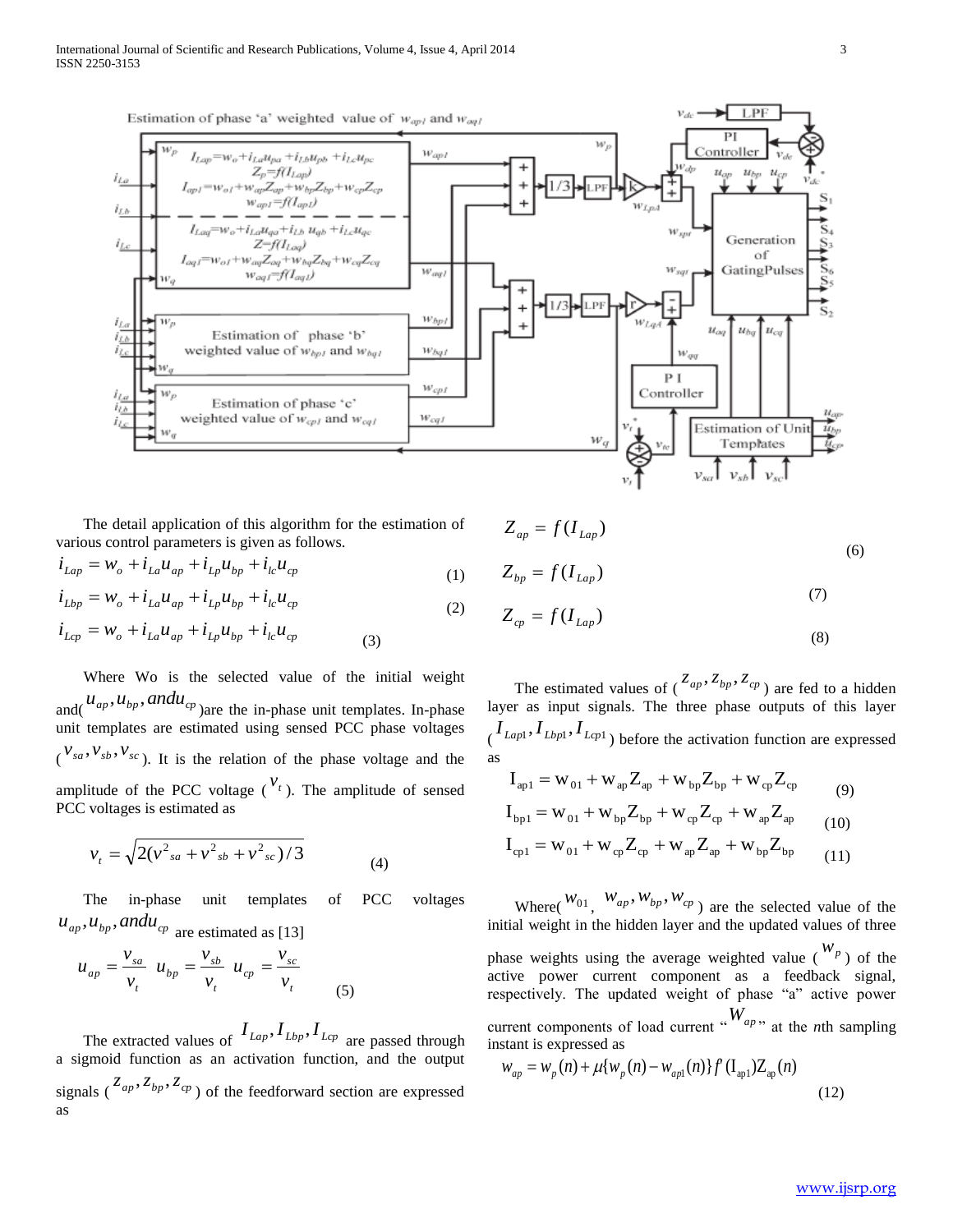The detail application of this algorithm for the estimation of various control parameters is given as follows.

$$i_{Lap} = w_o + i_{La}u_{ap} + i_{Lp}u_{bp} + i_{lc}u_{cp} \quad (1)$$

$$i_{Lbp} = w_o + i_{La}u_{ap} + i_{Lp}u_{bp} + i_{lc}u_{cp} \quad (2)$$

$$i_{Lcp} = w_o + i_{La}u_{ap} + i_{Lp}u_{bp} + i_{lc}u_{cp} \quad (3)$$

Where Wo is the selected value of the initial weight and($u_{ap}, u_{bp}, and u_{cp}$)are the in-phase unit templates. In-phase unit templates are estimated using sensed PCC phase voltages ($v_{sa}, v_{sb}, v_{sc}$). It is the relation of the phase voltage and the amplitude of the PCC voltage ($v_t$). The amplitude of sensed PCC voltages is estimated as

$$v_t = \sqrt{2(v^2{}_{sa} + v^2{}_{sb} + v^2{}_{sc})/3} \quad (4)$$

The in-phase unit templates of PCC voltages $u_{ap}, u_{bp}, and u_{cp}$ are estimated as [13]

$$u_{ap} = \frac{v_{sa}}{v_t} \quad u_{bp} = \frac{v_{sb}}{v_t} \quad u_{cp} = \frac{v_{sc}}{v_t} \quad (5)$$

The extracted values of $I_{Lap}, I_{Lbp}, I_{Lcp}$ are passed through a sigmoid function as an activation function, and the output signals ($z_{ap}, z_{bp}, z_{cp}$) of the feedforward section are expressed as

$$Z_{ap} = f(I_{Lap}) \quad (6)$$

$$Z_{bp} = f(I_{Lap}) \quad (7)$$

$$Z_{cp} = f(I_{Lap}) \quad (8)$$

The estimated values of ($z_{ap}, z_{bp}, z_{cp}$) are fed to a hidden layer as input signals. The three phase outputs of this layer ($I_{Lap1}, I_{Lbp1}, I_{Lcp1}$) before the activation function are expressed as

$$I_{ap1} = w_{01} + w_{ap}Z_{ap} + w_{bp}Z_{bp} + w_{cp}Z_{cp} \quad (9)$$

$$I_{bp1} = w_{01} + w_{bp}Z_{bp} + w_{cp}Z_{cp} + w_{ap}Z_{ap} \quad (10)$$

$$I_{cp1} = w_{01} + w_{cp}Z_{cp} + w_{ap}Z_{ap} + w_{bp}Z_{bp} \quad (11)$$

Where($w_{01}$, $w_{ap}, w_{bp}, w_{cp}$) are the selected value of the initial weight in the hidden layer and the updated values of three phase weights using the average weighted value ($w_p$) of the active power current component as a feedback signal, respectively. The updated weight of phase "a" active power current components of load current "$W_{ap}$" at the *n*th sampling instant is expressed as

$$w_{ap} = w_p(n) + \mu\{w_p(n) - w_{ap1}(n)\} f'(\mathrm{I}_{ap1})\mathrm{Z}_{ap}(n) \quad (12)$$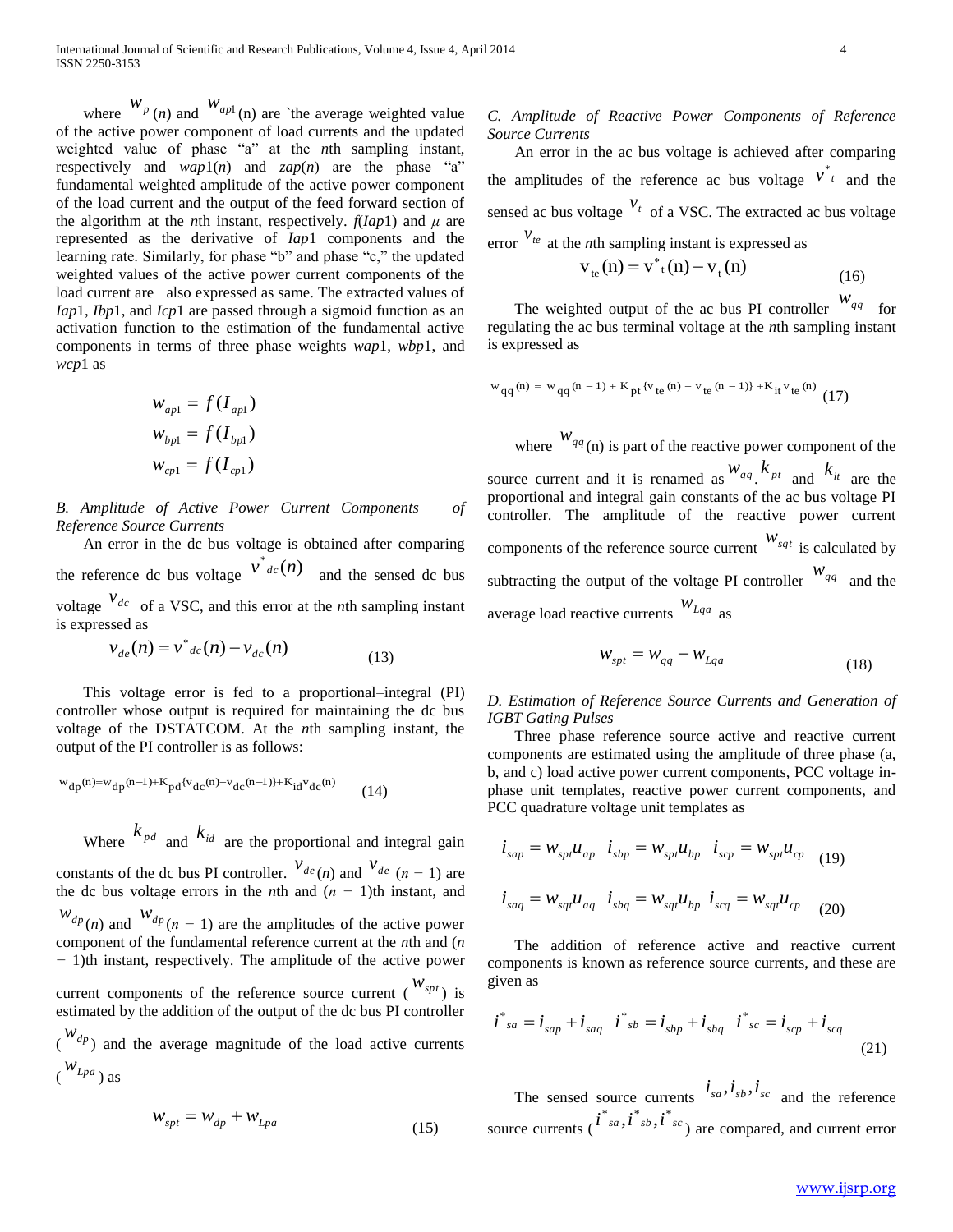where $w_p(n)$ and $w_{ap1}$(n) are `the average weighted value of the active power component of load currents and the updated weighted value of phase "a" at the *n*th sampling instant, respectively and *wap*1(*n*) and *zap*(*n*) are the phase "a" fundamental weighted amplitude of the active power component of the load current and the output of the feed forward section of the algorithm at the *n*th instant, respectively. *f*(*Iap*1) and $\mu$ are represented as the derivative of *Iap*1 components and the learning rate. Similarly, for phase "b" and phase "c," the updated weighted values of the active power current components of the load current are also expressed as same. The extracted values of *Iap*1, *Ibp*1, and *Icp*1 are passed through a sigmoid function as an activation function to the estimation of the fundamental active components in terms of three phase weights *wap*1, *wbp*1, and *wcp*1 as

$$w_{ap1} = f(I_{ap1})$$
$$w_{bp1} = f(I_{bp1})$$
$$w_{cp1} = f(I_{cp1})$$

### *B. Amplitude of Active Power Current Components of Reference Source Currents*

An error in the dc bus voltage is obtained after comparing the reference dc bus voltage $v^*_{dc}(n)$ and the sensed dc bus voltage $v_{dc}$ of a VSC, and this error at the *n*th sampling instant is expressed as

$$v_{de}(n) = v^*_{dc}(n) - v_{dc}(n) \tag{13}$$

This voltage error is fed to a proportional–integral (PI) controller whose output is required for maintaining the dc bus voltage of the DSTATCOM. At the *n*th sampling instant, the output of the PI controller is as follows:

$$w_{dp}(n) = w_{dp}(n-1) + K_{pd}\{v_{dc}(n) - v_{dc}(n-1)\} + K_{id}v_{dc}(n) \tag{14}$$

Where $k_{pd}$ and $k_{id}$ are the proportional and integral gain constants of the dc bus PI controller. $v_{de}(n)$ and $v_{de}$ (*n* − 1) are the dc bus voltage errors in the *n*th and (*n* − 1)th instant, and $w_{dp}(n)$ and $w_{dp}$(*n* − 1) are the amplitudes of the active power component of the fundamental reference current at the *n*th and (*n* − 1)th instant, respectively. The amplitude of the active power current components of the reference source current ($w_{spt}$) is estimated by the addition of the output of the dc bus PI controller ($w_{dp}$) and the average magnitude of the load active currents ($w_{Lpa}$) as

$$w_{spt} = w_{dp} + w_{Lpa} \tag{15}$$

### *C. Amplitude of Reactive Power Components of Reference Source Currents*

An error in the ac bus voltage is achieved after comparing the amplitudes of the reference ac bus voltage $v^*_t$ and the sensed ac bus voltage $v_t$ of a VSC. The extracted ac bus voltage error $v_{te}$ at the *n*th sampling instant is expressed as

$$v_{te}(n) = v^*_t(n) - v_t(n) \tag{16}$$

The weighted output of the ac bus PI controller $w_{qq}$ for regulating the ac bus terminal voltage at the *n*th sampling instant is expressed as

$$w_{qq}(n) = w_{qq}(n-1) + K_{pt}\{v_{te}(n) - v_{te}(n-1)\} + K_{it}v_{te}(n) \tag{17}$$

where $w_{qq}$(n) is part of the reactive power component of the source current and it is renamed as $w_{qq}$. $k_{pt}$ and $k_{it}$ are the proportional and integral gain constants of the ac bus voltage PI controller. The amplitude of the reactive power current components of the reference source current $w_{sqt}$ is calculated by subtracting the output of the voltage PI controller $w_{qq}$ and the average load reactive currents $w_{Lqa}$ as

$$w_{spt} = w_{qq} - w_{Lqa} \tag{18}$$

### *D. Estimation of Reference Source Currents and Generation of IGBT Gating Pulses*

Three phase reference source active and reactive current components are estimated using the amplitude of three phase (a, b, and c) load active power current components, PCC voltage in-phase unit templates, reactive power current components, and PCC quadrature voltage unit templates as

$$i_{sap} = w_{spt}u_{ap} \quad i_{sbp} = w_{spt}u_{bp} \quad i_{scp} = w_{spt}u_{cp} \tag{19}$$

$$i_{saq} = w_{sqt}u_{aq} \quad i_{sbq} = w_{sqt}u_{bp} \quad i_{scq} = w_{sqt}u_{cp} \tag{20}$$

The addition of reference active and reactive current components is known as reference source currents, and these are given as

$$i^*_{sa} = i_{sap} + i_{saq} \quad i^*_{sb} = i_{sbp} + i_{sbq} \quad i^*_{sc} = i_{scp} + i_{scq} \tag{21}$$

The sensed source currents $i_{sa}, i_{sb}, i_{sc}$ and the reference source currents ($i^*_{sa}, i^*_{sb}, i^*_{sc}$) are compared, and current error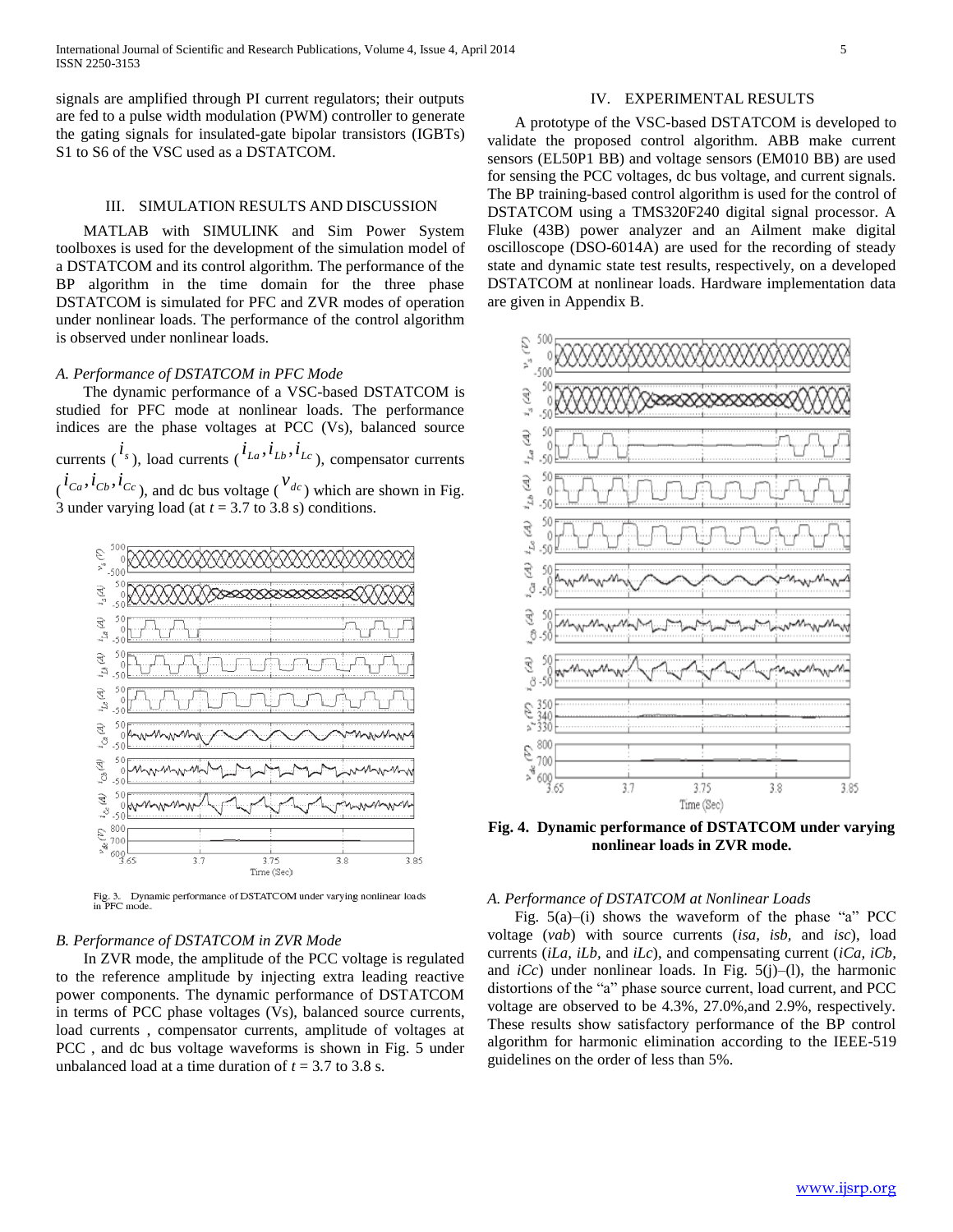signals are amplified through PI current regulators; their outputs are fed to a pulse width modulation (PWM) controller to generate the gating signals for insulated-gate bipolar transistors (IGBTs) S1 to S6 of the VSC used as a DSTATCOM.

## III. SIMULATION RESULTS AND DISCUSSION

MATLAB with SIMULINK and Sim Power System toolboxes is used for the development of the simulation model of a DSTATCOM and its control algorithm. The performance of the BP algorithm in the time domain for the three phase DSTATCOM is simulated for PFC and ZVR modes of operation under nonlinear loads. The performance of the control algorithm is observed under nonlinear loads.

### *A. Performance of DSTATCOM in PFC Mode*

The dynamic performance of a VSC-based DSTATCOM is studied for PFC mode at nonlinear loads. The performance indices are the phase voltages at PCC (Vs), balanced source currents ($i_s$), load currents ($i_{La}, i_{Lb}, i_{Lc}$), compensator currents ($i_{Ca}, i_{Cb}, i_{Cc}$), and dc bus voltage ($v_{dc}$) which are shown in Fig. 3 under varying load (at $t$ = 3.7 to 3.8 s) conditions.

Fig. 3. Dynamic performance of DSTATCOM under varying nonlinear loads in PFC mode.

### *B. Performance of DSTATCOM in ZVR Mode*

In ZVR mode, the amplitude of the PCC voltage is regulated to the reference amplitude by injecting extra leading reactive power components. The dynamic performance of DSTATCOM in terms of PCC phase voltages (Vs), balanced source currents, load currents , compensator currents, amplitude of voltages at PCC , and dc bus voltage waveforms is shown in Fig. 5 under unbalanced load at a time duration of $t$ = 3.7 to 3.8 s.

## IV. EXPERIMENTAL RESULTS

A prototype of the VSC-based DSTATCOM is developed to validate the proposed control algorithm. ABB make current sensors (EL50P1 BB) and voltage sensors (EM010 BB) are used for sensing the PCC voltages, dc bus voltage, and current signals. The BP training-based control algorithm is used for the control of DSTATCOM using a TMS320F240 digital signal processor. A Fluke (43B) power analyzer and an Ailment make digital oscilloscope (DSO-6014A) are used for the recording of steady state and dynamic state test results, respectively, on a developed DSTATCOM at nonlinear loads. Hardware implementation data are given in Appendix B.

**Fig. 4. Dynamic performance of DSTATCOM under varying nonlinear loads in ZVR mode.**

### *A. Performance of DSTATCOM at Nonlinear Loads*

Fig. 5(a)–(i) shows the waveform of the phase "a" PCC voltage (*vab*) with source currents (*isa, isb,* and *isc*), load currents (*iLa, iLb,* and *iLc*), and compensating current (*iCa, iCb,* and *iCc*) under nonlinear loads. In Fig. 5(j)–(l), the harmonic distortions of the "a" phase source current, load current, and PCC voltage are observed to be 4.3%, 27.0%,and 2.9%, respectively. These results show satisfactory performance of the BP control algorithm for harmonic elimination according to the IEEE-519 guidelines on the order of less than 5%.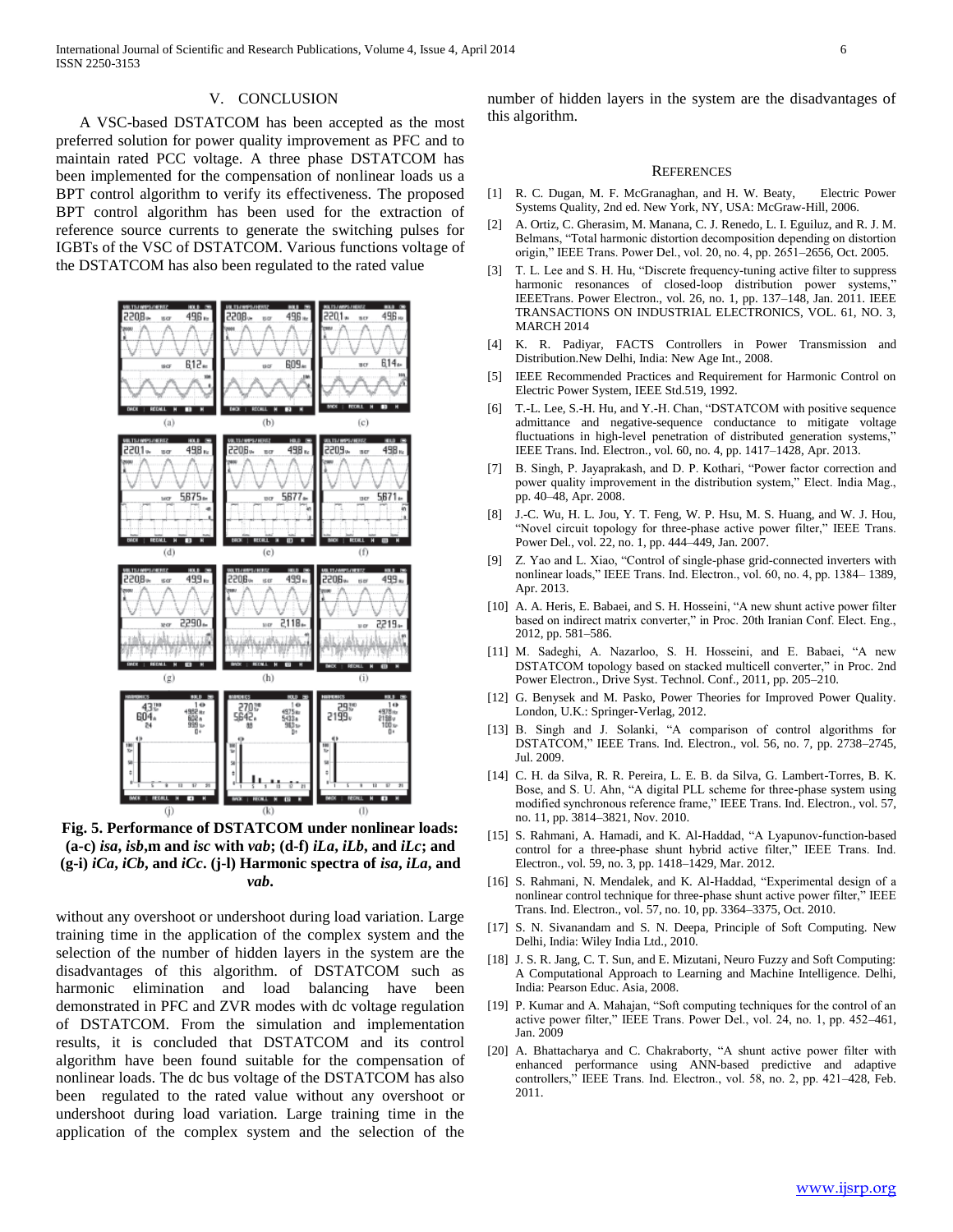## V. CONCLUSION

A VSC-based DSTATCOM has been accepted as the most preferred solution for power quality improvement as PFC and to maintain rated PCC voltage. A three phase DSTATCOM has been implemented for the compensation of nonlinear loads us a BPT control algorithm to verify its effectiveness. The proposed BPT control algorithm has been used for the extraction of reference source currents to generate the switching pulses for IGBTs of the VSC of DSTATCOM. Various functions voltage of the DSTATCOM has also been regulated to the rated value

**Fig. 5. Performance of DSTATCOM under nonlinear loads: (a-c) *isa*, *isb*,m and *isc* with *vab*; (d-f) *iLa*, *iLb*, and *iLc*; and (g-i) *iCa*, *iCb*, and *iCc*. (j-l) Harmonic spectra of *isa*, *iLa*, and *vab*.**

without any overshoot or undershoot during load variation. Large training time in the application of the complex system and the selection of the number of hidden layers in the system are the disadvantages of this algorithm. of DSTATCOM such as harmonic elimination and load balancing have been demonstrated in PFC and ZVR modes with dc voltage regulation of DSTATCOM. From the simulation and implementation results, it is concluded that DSTATCOM and its control algorithm have been found suitable for the compensation of nonlinear loads. The dc bus voltage of the DSTATCOM has also been regulated to the rated value without any overshoot or undershoot during load variation. Large training time in the application of the complex system and the selection of the number of hidden layers in the system are the disadvantages of this algorithm.

## REFERENCES

[1] R. C. Dugan, M. F. McGranaghan, and H. W. Beaty, Electric Power Systems Quality, 2nd ed. New York, NY, USA: McGraw-Hill, 2006.

[2] A. Ortiz, C. Gherasim, M. Manana, C. J. Renedo, L. I. Eguiluz, and R. J. M. Belmans, "Total harmonic distortion decomposition depending on distortion origin," IEEE Trans. Power Del., vol. 20, no. 4, pp. 2651–2656, Oct. 2005.

[3] T. L. Lee and S. H. Hu, "Discrete frequency-tuning active filter to suppress harmonic resonances of closed-loop distribution power systems," IEEETrans. Power Electron., vol. 26, no. 1, pp. 137–148, Jan. 2011. IEEE TRANSACTIONS ON INDUSTRIAL ELECTRONICS, VOL. 61, NO. 3, MARCH 2014

[4] K. R. Padiyar, FACTS Controllers in Power Transmission and Distribution.New Delhi, India: New Age Int., 2008.

[5] IEEE Recommended Practices and Requirement for Harmonic Control on Electric Power System, IEEE Std.519, 1992.

[6] T.-L. Lee, S.-H. Hu, and Y.-H. Chan, "DSTATCOM with positive sequence admittance and negative-sequence conductance to mitigate voltage fluctuations in high-level penetration of distributed generation systems," IEEE Trans. Ind. Electron., vol. 60, no. 4, pp. 1417–1428, Apr. 2013.

[7] B. Singh, P. Jayaprakash, and D. P. Kothari, "Power factor correction and power quality improvement in the distribution system," Elect. India Mag., pp. 40–48, Apr. 2008.

[8] J.-C. Wu, H. L. Jou, Y. T. Feng, W. P. Hsu, M. S. Huang, and W. J. Hou, "Novel circuit topology for three-phase active power filter," IEEE Trans. Power Del., vol. 22, no. 1, pp. 444–449, Jan. 2007.

[9] Z. Yao and L. Xiao, "Control of single-phase grid-connected inverters with nonlinear loads," IEEE Trans. Ind. Electron., vol. 60, no. 4, pp. 1384– 1389, Apr. 2013.

[10] A. A. Heris, E. Babaei, and S. H. Hosseini, "A new shunt active power filter based on indirect matrix converter," in Proc. 20th Iranian Conf. Elect. Eng., 2012, pp. 581–586.

[11] M. Sadeghi, A. Nazarloo, S. H. Hosseini, and E. Babaei, "A new DSTATCOM topology based on stacked multicell converter," in Proc. 2nd Power Electron., Drive Syst. Technol. Conf., 2011, pp. 205–210.

[12] G. Benysek and M. Pasko, Power Theories for Improved Power Quality. London, U.K.: Springer-Verlag, 2012.

[13] B. Singh and J. Solanki, "A comparison of control algorithms for DSTATCOM," IEEE Trans. Ind. Electron., vol. 56, no. 7, pp. 2738–2745, Jul. 2009.

[14] C. H. da Silva, R. R. Pereira, L. E. B. da Silva, G. Lambert-Torres, B. K. Bose, and S. U. Ahn, "A digital PLL scheme for three-phase system using modified synchronous reference frame," IEEE Trans. Ind. Electron., vol. 57, no. 11, pp. 3814–3821, Nov. 2010.

[15] S. Rahmani, A. Hamadi, and K. Al-Haddad, "A Lyapunov-function-based control for a three-phase shunt hybrid active filter," IEEE Trans. Ind. Electron., vol. 59, no. 3, pp. 1418–1429, Mar. 2012.

[16] S. Rahmani, N. Mendalek, and K. Al-Haddad, "Experimental design of a nonlinear control technique for three-phase shunt active power filter," IEEE Trans. Ind. Electron., vol. 57, no. 10, pp. 3364–3375, Oct. 2010.

[17] S. N. Sivanandam and S. N. Deepa, Principle of Soft Computing. New Delhi, India: Wiley India Ltd., 2010.

[18] J. S. R. Jang, C. T. Sun, and E. Mizutani, Neuro Fuzzy and Soft Computing: A Computational Approach to Learning and Machine Intelligence. Delhi, India: Pearson Educ. Asia, 2008.

[19] P. Kumar and A. Mahajan, "Soft computing techniques for the control of an active power filter," IEEE Trans. Power Del., vol. 24, no. 1, pp. 452–461, Jan. 2009

[20] A. Bhattacharya and C. Chakraborty, "A shunt active power filter with enhanced performance using ANN-based predictive and adaptive controllers," IEEE Trans. Ind. Electron., vol. 58, no. 2, pp. 421–428, Feb. 2011.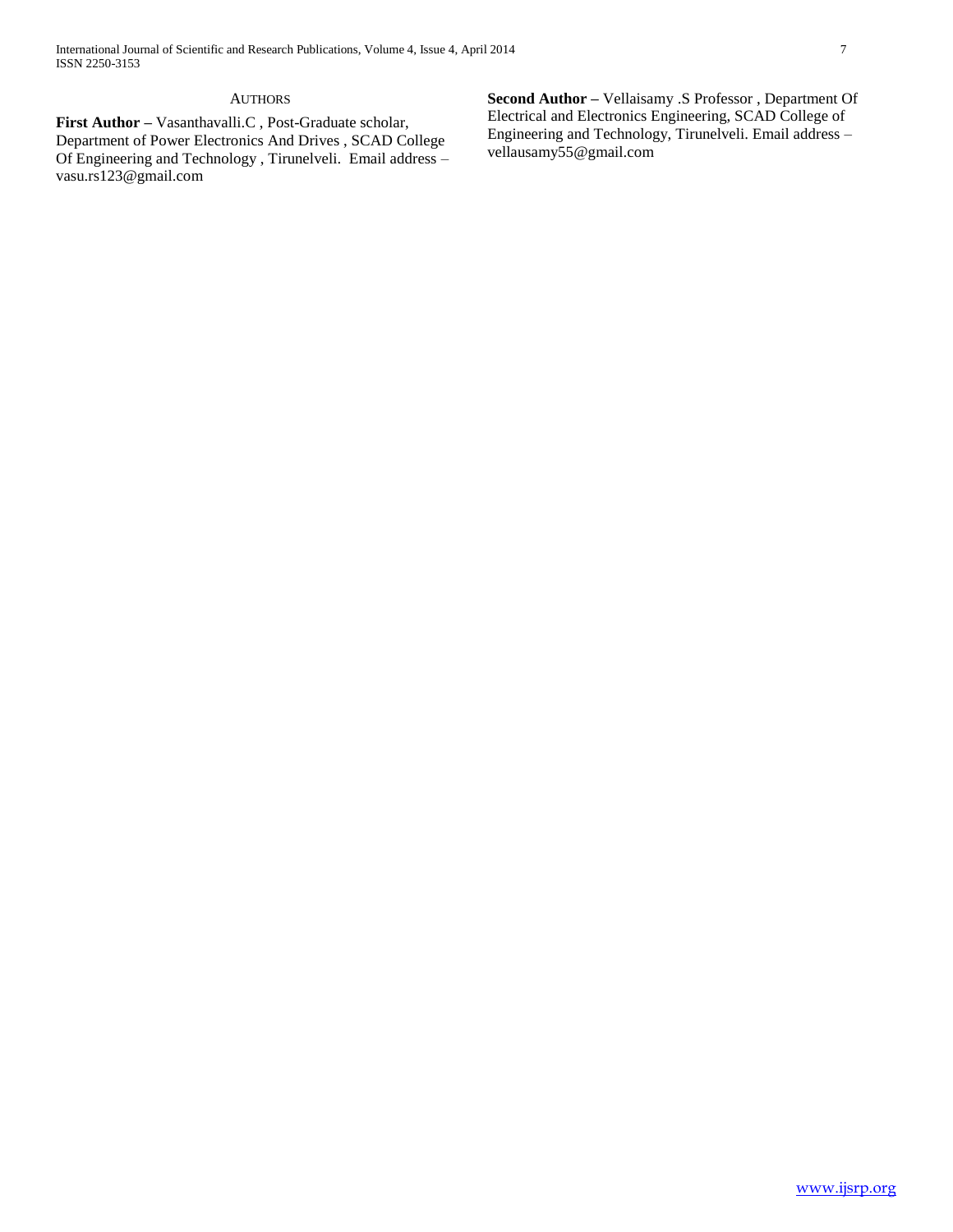## AUTHORS

**First Author** – Vasanthavalli.C , Post-Graduate scholar, Department of Power Electronics And Drives , SCAD College Of Engineering and Technology , Tirunelveli. Email address – vasu.rs123@gmail.com

**Second Author** – Vellaisamy .S Professor , Department Of Electrical and Electronics Engineering, SCAD College of Engineering and Technology, Tirunelveli. Email address – vellausamy55@gmail.com